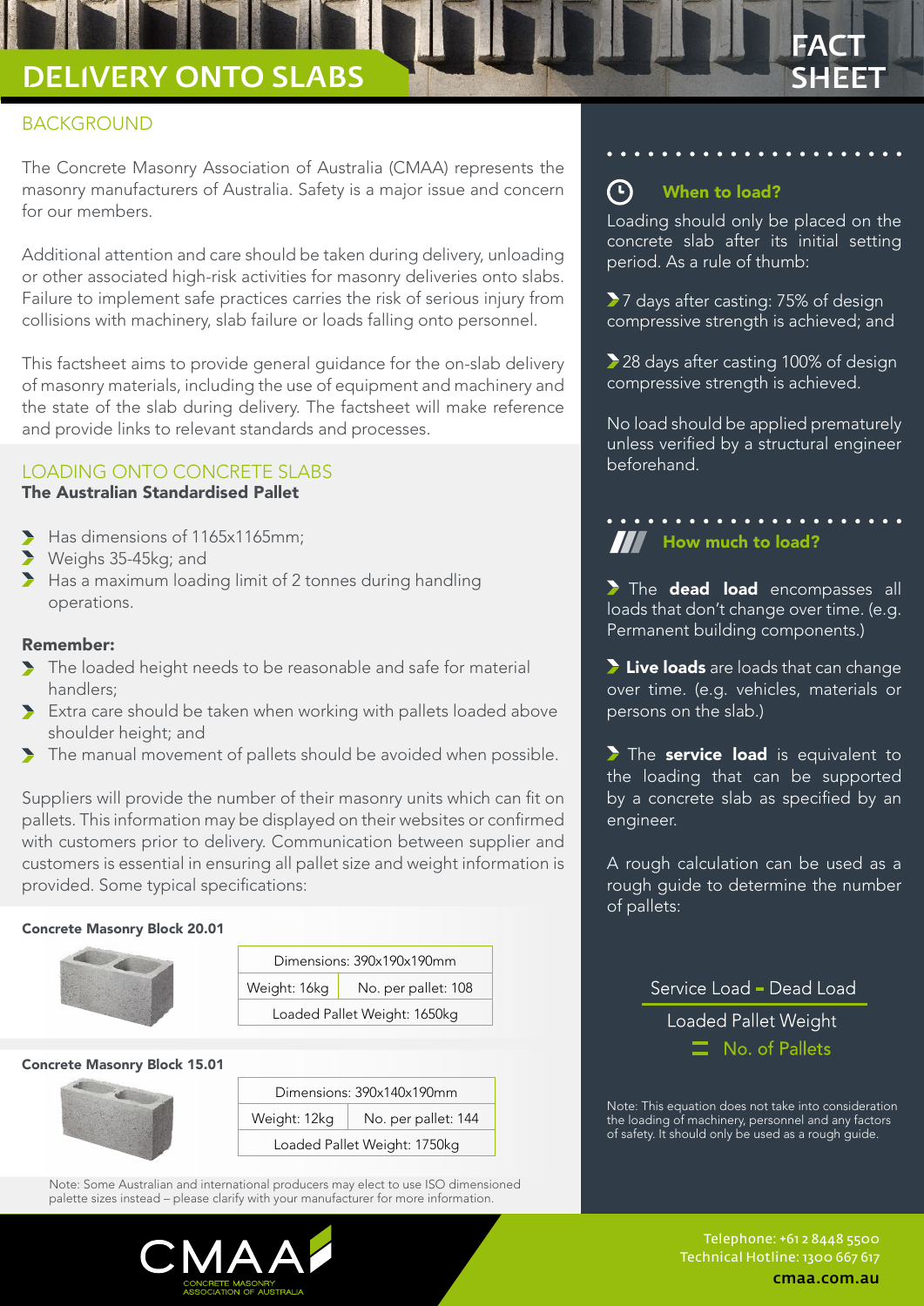# DELIVERY ONTO SLABS

FACT SHEET

## BACKGROUND

The Concrete Masonry Association of Australia (CMAA) represents the masonry manufacturers of Australia. Safety is a major issue and concern for our members.

Additional attention and care should be taken during delivery, unloading or other associated high-risk activities for masonry deliveries onto slabs. Failure to implement safe practices carries the risk of serious injury from collisions with machinery, slab failure or loads falling onto personnel.

This factsheet aims to provide general guidance for the on-slab delivery of masonry materials, including the use of equipment and machinery and the state of the slab during delivery. The factsheet will make reference and provide links to relevant standards and processes.

## LOADING ONTO CONCRETE SLABS

**The Australian Standardised Pallet**

- Has dimensions of 1165x1165mm;
- Weighs 35-45kg; and
- Has a maximum loading limit of 2 tonnes during handling operations.

**Remember:**

- The loaded height needs to be reasonable and safe for material handlers;
- Extra care should be taken when working with pallets loaded above shoulder height; and
- The manual movement of pallets should be avoided when possible.

Suppliers will provide the number of their masonry units which can fit on pallets. This information may be displayed on their websites or confirmed with customers prior to delivery. Communication between supplier and customers is essential in ensuring all pallet size and weight information is provided. Some typical specifications:

**Concrete Masonry Block 20.01**

| Dimensions: 390x190x190mm | |
|---|---|
| Weight: 16kg | No. per pallet: 108 |
| Loaded Pallet Weight: 1650kg | |

**Concrete Masonry Block 15.01**

| Dimensions: 390x140x190mm | |
|---|---|
| Weight: 12kg | No. per pallet: 144 |
| Loaded Pallet Weight: 1750kg | |

Note: Some Australian and international producers may elect to use ISO dimensioned palette sizes instead – please clarify with your manufacturer for more information.

### When to load?

Loading should only be placed on the concrete slab after its initial setting period. As a rule of thumb:

- 7 days after casting: 75% of design compressive strength is achieved; and
- 28 days after casting 100% of design compressive strength is achieved.

No load should be applied prematurely unless verified by a structural engineer beforehand.

### How much to load?

- The **dead load** encompasses all loads that don't change over time. (e.g. Permanent building components.)
- **Live loads** are loads that can change over time. (e.g. vehicles, materials or persons on the slab.)
- The **service load** is equivalent to the loading that can be supported by a concrete slab as specified by an engineer.

A rough calculation can be used as a rough guide to determine the number of pallets:

$$\frac{\text{Service Load} - \text{Dead Load}}{\text{Loaded Pallet Weight}} = \text{No. of Pallets}$$

Note: This equation does not take into consideration the loading of machinery, personnel and any factors of safety. It should only be used as a rough guide.

CMAA CONCRETE MASONRY ASSOCIATION OF AUSTRALIA

Telephone: +61 2 8448 5500
Technical Hotline: 1300 667 617
**cmaa.com.au**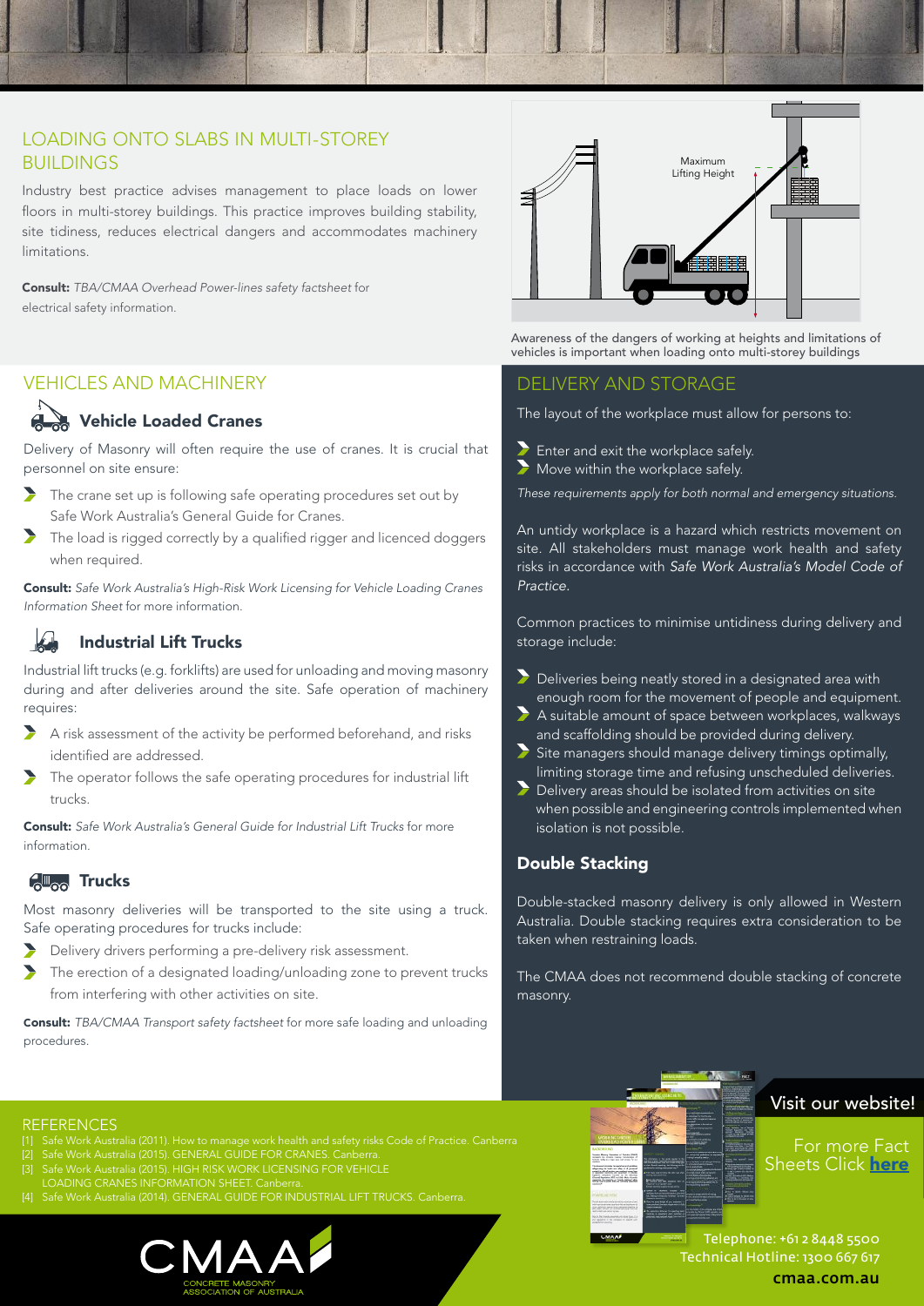## LOADING ONTO SLABS IN MULTI-STOREY BUILDINGS

Industry best practice advises management to place loads on lower floors in multi-storey buildings. This practice improves building stability, site tidiness, reduces electrical dangers and accommodates machinery limitations.

**Consult:** *TBA/CMAA Overhead Power-lines safety factsheet* for electrical safety information.

Maximum Lifting Height

Awareness of the dangers of working at heights and limitations of vehicles is important when loading onto multi-storey buildings

## VEHICLES AND MACHINERY

### Vehicle Loaded Cranes

Delivery of Masonry will often require the use of cranes. It is crucial that personnel on site ensure:

- The crane set up is following safe operating procedures set out by Safe Work Australia's General Guide for Cranes.
- The load is rigged correctly by a qualified rigger and licenced doggers when required.

**Consult:** *Safe Work Australia's High-Risk Work Licensing for Vehicle Loading Cranes Information Sheet* for more information.

### Industrial Lift Trucks

Industrial lift trucks (e.g. forklifts) are used for unloading and moving masonry during and after deliveries around the site. Safe operation of machinery requires:

- A risk assessment of the activity be performed beforehand, and risks identified are addressed.
- The operator follows the safe operating procedures for industrial lift trucks.

**Consult:** *Safe Work Australia's General Guide for Industrial Lift Trucks* for more information.

### Trucks

Most masonry deliveries will be transported to the site using a truck. Safe operating procedures for trucks include:

- Delivery drivers performing a pre-delivery risk assessment.
- The erection of a designated loading/unloading zone to prevent trucks from interfering with other activities on site.

**Consult:** *TBA/CMAA Transport safety factsheet* for more safe loading and unloading procedures.

## DELIVERY AND STORAGE

The layout of the workplace must allow for persons to:

- Enter and exit the workplace safely.
- Move within the workplace safely.

*These requirements apply for both normal and emergency situations.*

An untidy workplace is a hazard which restricts movement on site. All stakeholders must manage work health and safety risks in accordance with *Safe Work Australia's Model Code of Practice*.

Common practices to minimise untidiness during delivery and storage include:

- Deliveries being neatly stored in a designated area with enough room for the movement of people and equipment.
- A suitable amount of space between workplaces, walkways and scaffolding should be provided during delivery.
- Site managers should manage delivery timings optimally, limiting storage time and refusing unscheduled deliveries.
- Delivery areas should be isolated from activities on site when possible and engineering controls implemented when isolation is not possible.

### Double Stacking

Double-stacked masonry delivery is only allowed in Western Australia. Double stacking requires extra consideration to be taken when restraining loads.

The CMAA does not recommend double stacking of concrete masonry.

## REFERENCES

[1] Safe Work Australia (2011). How to manage work health and safety risks Code of Practice. Canberra
[2] Safe Work Australia (2015). GENERAL GUIDE FOR CRANES. Canberra.
[3] Safe Work Australia (2015). HIGH RISK WORK LICENSING FOR VEHICLE LOADING CRANES INFORMATION SHEET. Canberra.
[4] Safe Work Australia (2014). GENERAL GUIDE FOR INDUSTRIAL LIFT TRUCKS. Canberra.

Visit our website!

For more Fact Sheets Click **here**

CMAA CONCRETE MASONRY ASSOCIATION OF AUSTRALIA

Telephone: +61 2 8448 5500
Technical Hotline: 1300 667 617
**cmaa.com.au**